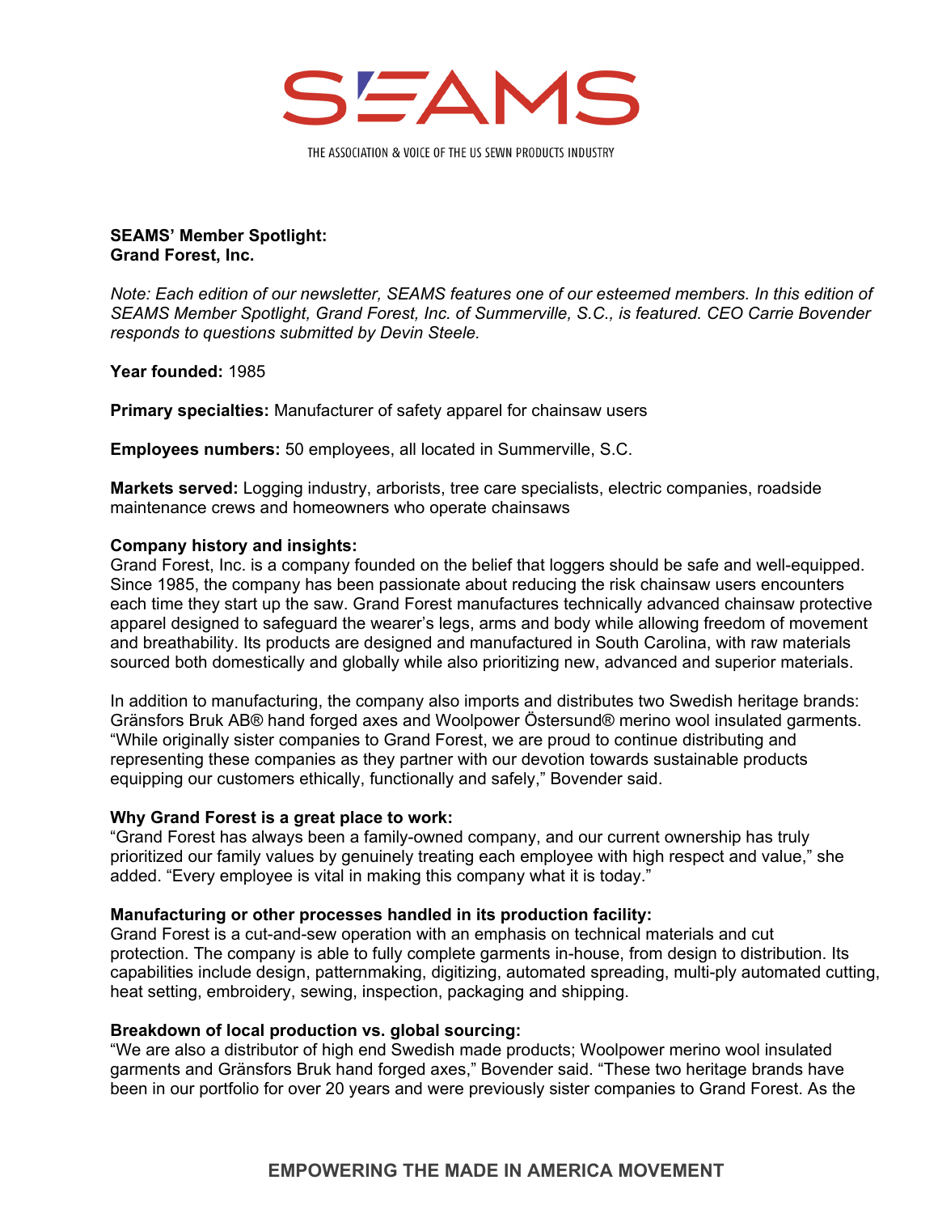# SEAMS

THE ASSOCIATION & VOICE OF THE US SEWN PRODUCTS INDUSTRY

**SEAMS' Member Spotlight:**
**Grand Forest, Inc.**

*Note: Each edition of our newsletter, SEAMS features one of our esteemed members. In this edition of SEAMS Member Spotlight, Grand Forest, Inc. of Summerville, S.C., is featured. CEO Carrie Bovender responds to questions submitted by Devin Steele.*

**Year founded:** 1985

**Primary specialties:** Manufacturer of safety apparel for chainsaw users

**Employees numbers:** 50 employees, all located in Summerville, S.C.

**Markets served:** Logging industry, arborists, tree care specialists, electric companies, roadside maintenance crews and homeowners who operate chainsaws

**Company history and insights:**
Grand Forest, Inc. is a company founded on the belief that loggers should be safe and well-equipped. Since 1985, the company has been passionate about reducing the risk chainsaw users encounters each time they start up the saw. Grand Forest manufactures technically advanced chainsaw protective apparel designed to safeguard the wearer's legs, arms and body while allowing freedom of movement and breathability. Its products are designed and manufactured in South Carolina, with raw materials sourced both domestically and globally while also prioritizing new, advanced and superior materials.

In addition to manufacturing, the company also imports and distributes two Swedish heritage brands: Gränsfors Bruk AB® hand forged axes and Woolpower Östersund® merino wool insulated garments. "While originally sister companies to Grand Forest, we are proud to continue distributing and representing these companies as they partner with our devotion towards sustainable products equipping our customers ethically, functionally and safely," Bovender said.

**Why Grand Forest is a great place to work:**
"Grand Forest has always been a family-owned company, and our current ownership has truly prioritized our family values by genuinely treating each employee with high respect and value," she added. "Every employee is vital in making this company what it is today."

**Manufacturing or other processes handled in its production facility:**
Grand Forest is a cut-and-sew operation with an emphasis on technical materials and cut protection. The company is able to fully complete garments in-house, from design to distribution. Its capabilities include design, patternmaking, digitizing, automated spreading, multi-ply automated cutting, heat setting, embroidery, sewing, inspection, packaging and shipping.

**Breakdown of local production vs. global sourcing:**
"We are also a distributor of high end Swedish made products; Woolpower merino wool insulated garments and Gränsfors Bruk hand forged axes," Bovender said. "These two heritage brands have been in our portfolio for over 20 years and were previously sister companies to Grand Forest. As the

**EMPOWERING THE MADE IN AMERICA MOVEMENT**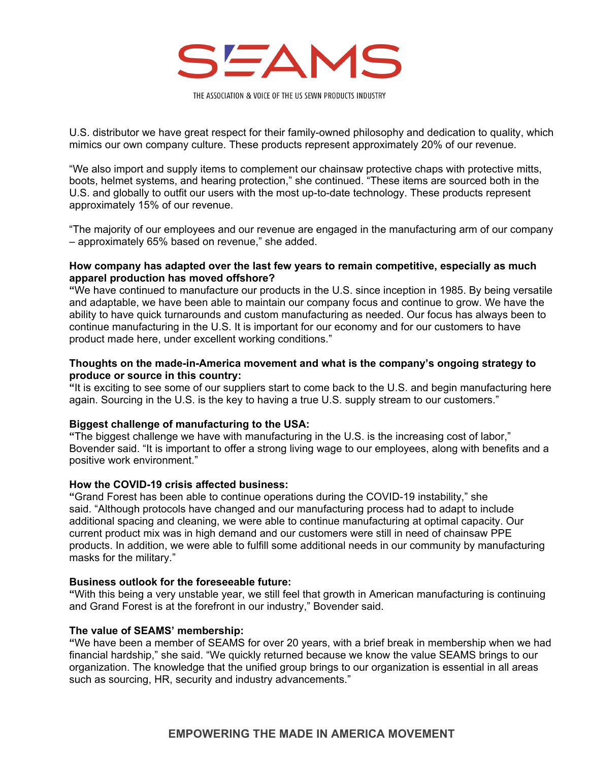U.S. distributor we have great respect for their family-owned philosophy and dedication to quality, which mimics our own company culture. These products represent approximately 20% of our revenue.

“We also import and supply items to complement our chainsaw protective chaps with protective mitts, boots, helmet systems, and hearing protection,” she continued. “These items are sourced both in the U.S. and globally to outfit our users with the most up-to-date technology. These products represent approximately 15% of our revenue.

“The majority of our employees and our revenue are engaged in the manufacturing arm of our company – approximately 65% based on revenue,” she added.

**How company has adapted over the last few years to remain competitive, especially as much apparel production has moved offshore?**

“We have continued to manufacture our products in the U.S. since inception in 1985. By being versatile and adaptable, we have been able to maintain our company focus and continue to grow. We have the ability to have quick turnarounds and custom manufacturing as needed. Our focus has always been to continue manufacturing in the U.S. It is important for our economy and for our customers to have product made here, under excellent working conditions.”

**Thoughts on the made-in-America movement and what is the company’s ongoing strategy to produce or source in this country:**

“It is exciting to see some of our suppliers start to come back to the U.S. and begin manufacturing here again. Sourcing in the U.S. is the key to having a true U.S. supply stream to our customers.”

**Biggest challenge of manufacturing to the USA:**

“The biggest challenge we have with manufacturing in the U.S. is the increasing cost of labor,” Bovender said. “It is important to offer a strong living wage to our employees, along with benefits and a positive work environment.”

**How the COVID-19 crisis affected business:**

“Grand Forest has been able to continue operations during the COVID-19 instability,” she said. “Although protocols have changed and our manufacturing process had to adapt to include additional spacing and cleaning, we were able to continue manufacturing at optimal capacity. Our current product mix was in high demand and our customers were still in need of chainsaw PPE products. In addition, we were able to fulfill some additional needs in our community by manufacturing masks for the military.”

**Business outlook for the foreseeable future:**

“With this being a very unstable year, we still feel that growth in American manufacturing is continuing and Grand Forest is at the forefront in our industry,” Bovender said.

**The value of SEAMS’ membership:**

“We have been a member of SEAMS for over 20 years, with a brief break in membership when we had financial hardship,” she said. “We quickly returned because we know the value SEAMS brings to our organization. The knowledge that the unified group brings to our organization is essential in all areas such as sourcing, HR, security and industry advancements.”